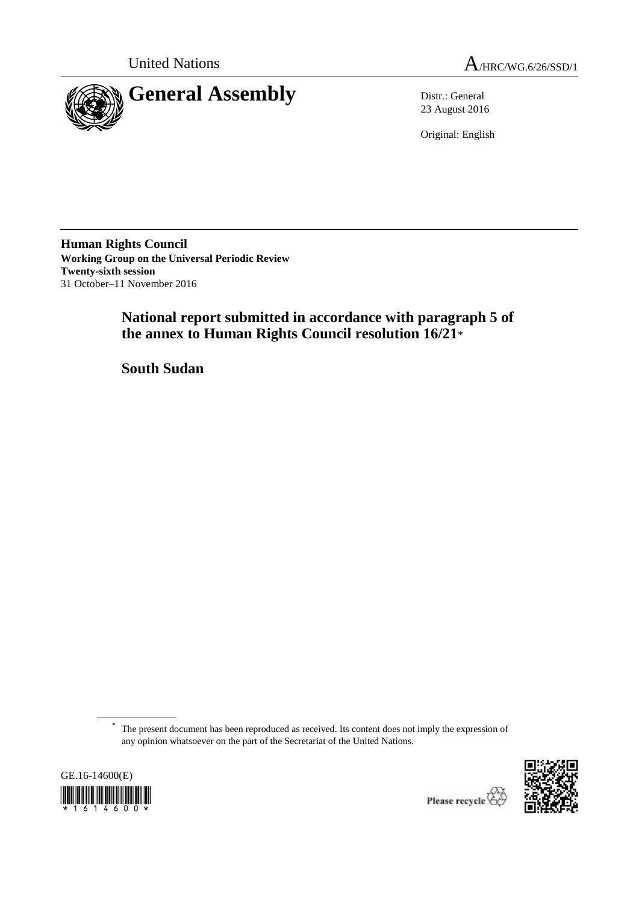United Nations

A/HRC/WG.6/26/SSD/1

# General Assembly

Distr.: General
23 August 2016

Original: English

**Human Rights Council**
**Working Group on the Universal Periodic Review**
**Twenty-sixth session**
31 October–11 November 2016

## National report submitted in accordance with paragraph 5 of the annex to Human Rights Council resolution 16/21*

## South Sudan

\* The present document has been reproduced as received. Its content does not imply the expression of any opinion whatsoever on the part of the Secretariat of the United Nations.

GE.16-14600(E)

Please recycle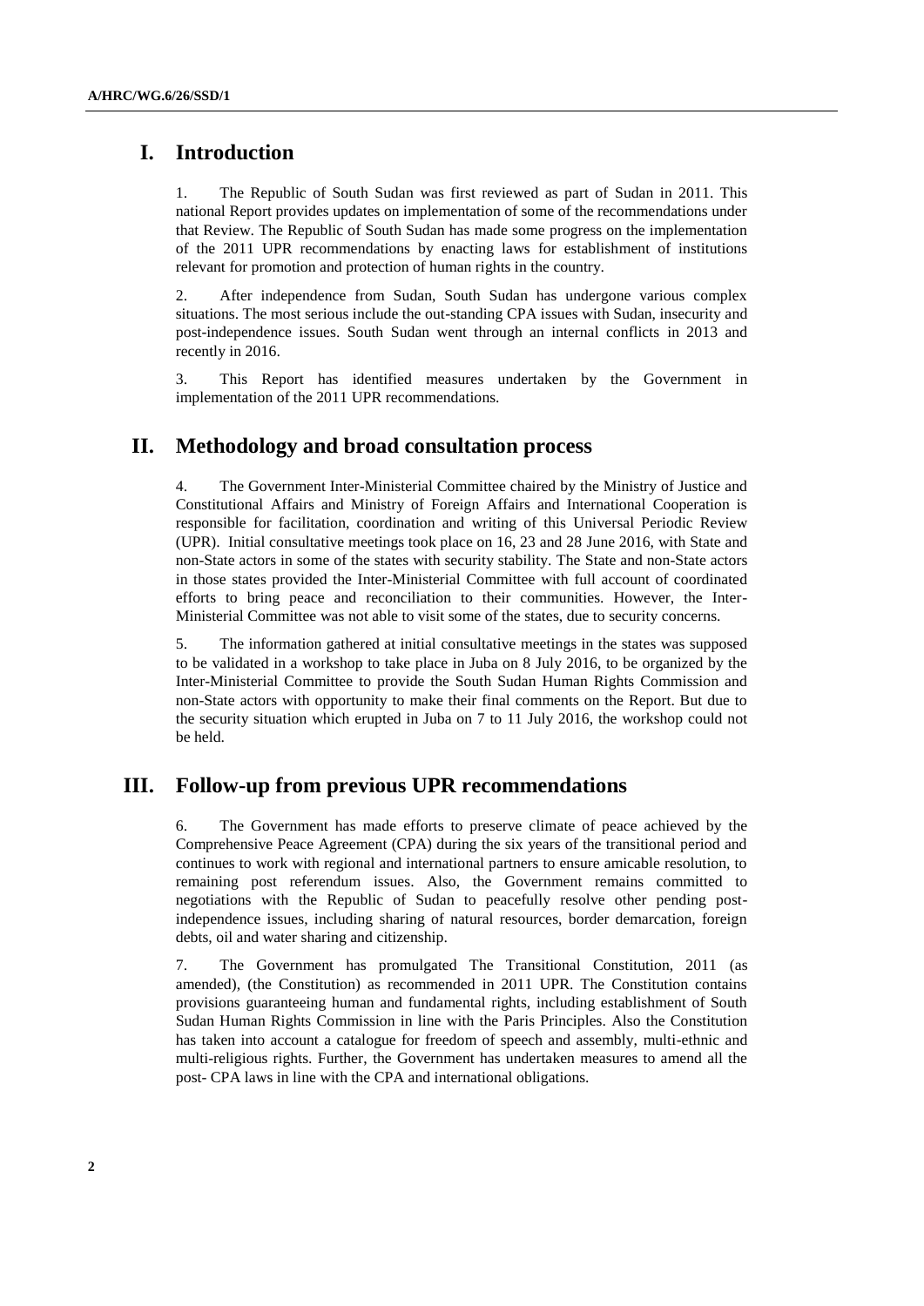## I. Introduction

1. The Republic of South Sudan was first reviewed as part of Sudan in 2011. This national Report provides updates on implementation of some of the recommendations under that Review. The Republic of South Sudan has made some progress on the implementation of the 2011 UPR recommendations by enacting laws for establishment of institutions relevant for promotion and protection of human rights in the country.

2. After independence from Sudan, South Sudan has undergone various complex situations. The most serious include the out-standing CPA issues with Sudan, insecurity and post-independence issues. South Sudan went through an internal conflicts in 2013 and recently in 2016.

3. This Report has identified measures undertaken by the Government in implementation of the 2011 UPR recommendations.

## II. Methodology and broad consultation process

4. The Government Inter-Ministerial Committee chaired by the Ministry of Justice and Constitutional Affairs and Ministry of Foreign Affairs and International Cooperation is responsible for facilitation, coordination and writing of this Universal Periodic Review (UPR). Initial consultative meetings took place on 16, 23 and 28 June 2016, with State and non-State actors in some of the states with security stability. The State and non-State actors in those states provided the Inter-Ministerial Committee with full account of coordinated efforts to bring peace and reconciliation to their communities. However, the Inter-Ministerial Committee was not able to visit some of the states, due to security concerns.

5. The information gathered at initial consultative meetings in the states was supposed to be validated in a workshop to take place in Juba on 8 July 2016, to be organized by the Inter-Ministerial Committee to provide the South Sudan Human Rights Commission and non-State actors with opportunity to make their final comments on the Report. But due to the security situation which erupted in Juba on 7 to 11 July 2016, the workshop could not be held.

## III. Follow-up from previous UPR recommendations

6. The Government has made efforts to preserve climate of peace achieved by the Comprehensive Peace Agreement (CPA) during the six years of the transitional period and continues to work with regional and international partners to ensure amicable resolution, to remaining post referendum issues. Also, the Government remains committed to negotiations with the Republic of Sudan to peacefully resolve other pending post-independence issues, including sharing of natural resources, border demarcation, foreign debts, oil and water sharing and citizenship.

7. The Government has promulgated The Transitional Constitution, 2011 (as amended), (the Constitution) as recommended in 2011 UPR. The Constitution contains provisions guaranteeing human and fundamental rights, including establishment of South Sudan Human Rights Commission in line with the Paris Principles. Also the Constitution has taken into account a catalogue for freedom of speech and assembly, multi-ethnic and multi-religious rights. Further, the Government has undertaken measures to amend all the post- CPA laws in line with the CPA and international obligations.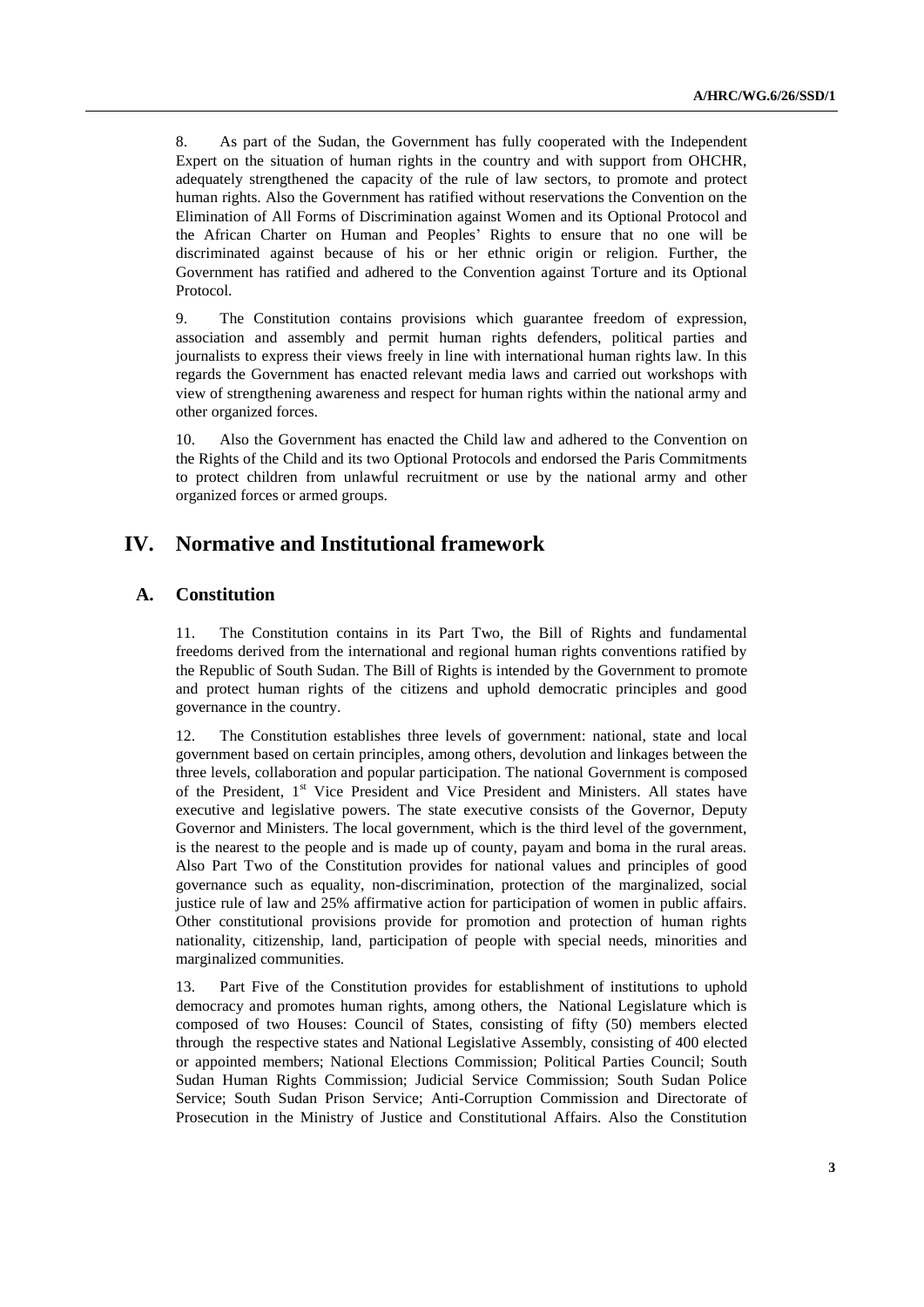8. As part of the Sudan, the Government has fully cooperated with the Independent Expert on the situation of human rights in the country and with support from OHCHR, adequately strengthened the capacity of the rule of law sectors, to promote and protect human rights. Also the Government has ratified without reservations the Convention on the Elimination of All Forms of Discrimination against Women and its Optional Protocol and the African Charter on Human and Peoples' Rights to ensure that no one will be discriminated against because of his or her ethnic origin or religion. Further, the Government has ratified and adhered to the Convention against Torture and its Optional Protocol.

9. The Constitution contains provisions which guarantee freedom of expression, association and assembly and permit human rights defenders, political parties and journalists to express their views freely in line with international human rights law. In this regards the Government has enacted relevant media laws and carried out workshops with view of strengthening awareness and respect for human rights within the national army and other organized forces.

10. Also the Government has enacted the Child law and adhered to the Convention on the Rights of the Child and its two Optional Protocols and endorsed the Paris Commitments to protect children from unlawful recruitment or use by the national army and other organized forces or armed groups.

## IV. Normative and Institutional framework

### A. Constitution

11. The Constitution contains in its Part Two, the Bill of Rights and fundamental freedoms derived from the international and regional human rights conventions ratified by the Republic of South Sudan. The Bill of Rights is intended by the Government to promote and protect human rights of the citizens and uphold democratic principles and good governance in the country.

12. The Constitution establishes three levels of government: national, state and local government based on certain principles, among others, devolution and linkages between the three levels, collaboration and popular participation. The national Government is composed of the President, 1st Vice President and Vice President and Ministers. All states have executive and legislative powers. The state executive consists of the Governor, Deputy Governor and Ministers. The local government, which is the third level of the government, is the nearest to the people and is made up of county, payam and boma in the rural areas. Also Part Two of the Constitution provides for national values and principles of good governance such as equality, non-discrimination, protection of the marginalized, social justice rule of law and 25% affirmative action for participation of women in public affairs. Other constitutional provisions provide for promotion and protection of human rights nationality, citizenship, land, participation of people with special needs, minorities and marginalized communities.

13. Part Five of the Constitution provides for establishment of institutions to uphold democracy and promotes human rights, among others, the National Legislature which is composed of two Houses: Council of States, consisting of fifty (50) members elected through the respective states and National Legislative Assembly, consisting of 400 elected or appointed members; National Elections Commission; Political Parties Council; South Sudan Human Rights Commission; Judicial Service Commission; South Sudan Police Service; South Sudan Prison Service; Anti-Corruption Commission and Directorate of Prosecution in the Ministry of Justice and Constitutional Affairs. Also the Constitution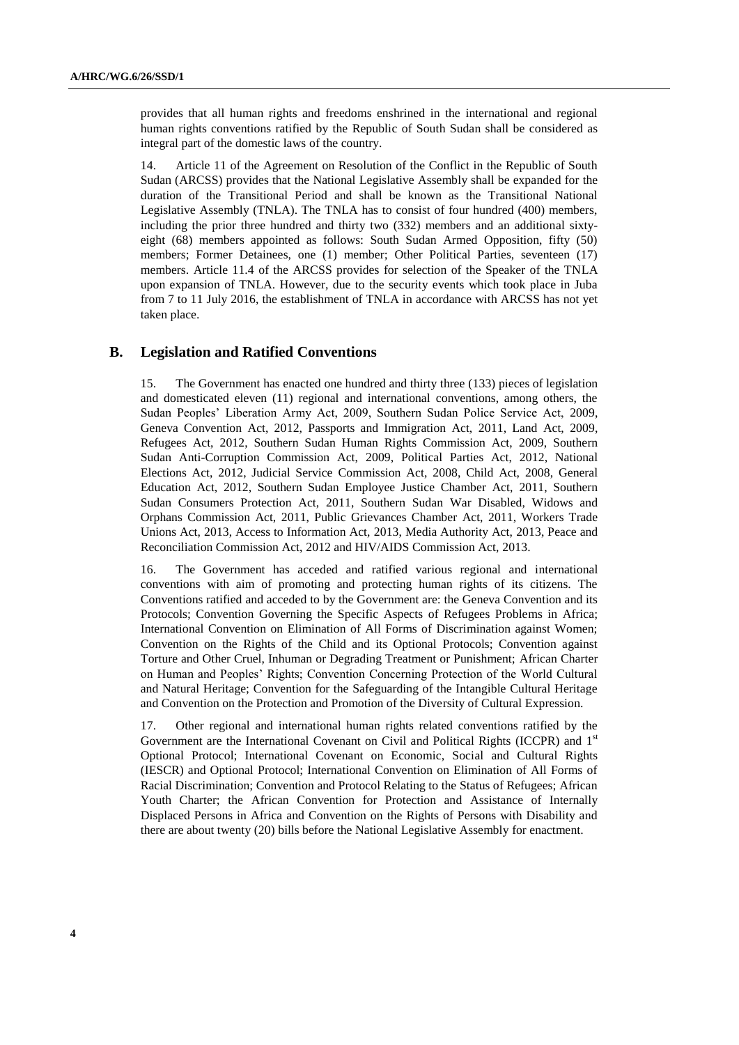provides that all human rights and freedoms enshrined in the international and regional human rights conventions ratified by the Republic of South Sudan shall be considered as integral part of the domestic laws of the country.

14. Article 11 of the Agreement on Resolution of the Conflict in the Republic of South Sudan (ARCSS) provides that the National Legislative Assembly shall be expanded for the duration of the Transitional Period and shall be known as the Transitional National Legislative Assembly (TNLA). The TNLA has to consist of four hundred (400) members, including the prior three hundred and thirty two (332) members and an additional sixty-eight (68) members appointed as follows: South Sudan Armed Opposition, fifty (50) members; Former Detainees, one (1) member; Other Political Parties, seventeen (17) members. Article 11.4 of the ARCSS provides for selection of the Speaker of the TNLA upon expansion of TNLA. However, due to the security events which took place in Juba from 7 to 11 July 2016, the establishment of TNLA in accordance with ARCSS has not yet taken place.

## B. Legislation and Ratified Conventions

15. The Government has enacted one hundred and thirty three (133) pieces of legislation and domesticated eleven (11) regional and international conventions, among others, the Sudan Peoples' Liberation Army Act, 2009, Southern Sudan Police Service Act, 2009, Geneva Convention Act, 2012, Passports and Immigration Act, 2011, Land Act, 2009, Refugees Act, 2012, Southern Sudan Human Rights Commission Act, 2009, Southern Sudan Anti-Corruption Commission Act, 2009, Political Parties Act, 2012, National Elections Act, 2012, Judicial Service Commission Act, 2008, Child Act, 2008, General Education Act, 2012, Southern Sudan Employee Justice Chamber Act, 2011, Southern Sudan Consumers Protection Act, 2011, Southern Sudan War Disabled, Widows and Orphans Commission Act, 2011, Public Grievances Chamber Act, 2011, Workers Trade Unions Act, 2013, Access to Information Act, 2013, Media Authority Act, 2013, Peace and Reconciliation Commission Act, 2012 and HIV/AIDS Commission Act, 2013.

16. The Government has acceded and ratified various regional and international conventions with aim of promoting and protecting human rights of its citizens. The Conventions ratified and acceded to by the Government are: the Geneva Convention and its Protocols; Convention Governing the Specific Aspects of Refugees Problems in Africa; International Convention on Elimination of All Forms of Discrimination against Women; Convention on the Rights of the Child and its Optional Protocols; Convention against Torture and Other Cruel, Inhuman or Degrading Treatment or Punishment; African Charter on Human and Peoples' Rights; Convention Concerning Protection of the World Cultural and Natural Heritage; Convention for the Safeguarding of the Intangible Cultural Heritage and Convention on the Protection and Promotion of the Diversity of Cultural Expression.

17. Other regional and international human rights related conventions ratified by the Government are the International Covenant on Civil and Political Rights (ICCPR) and 1st Optional Protocol; International Covenant on Economic, Social and Cultural Rights (IESCR) and Optional Protocol; International Convention on Elimination of All Forms of Racial Discrimination; Convention and Protocol Relating to the Status of Refugees; African Youth Charter; the African Convention for Protection and Assistance of Internally Displaced Persons in Africa and Convention on the Rights of Persons with Disability and there are about twenty (20) bills before the National Legislative Assembly for enactment.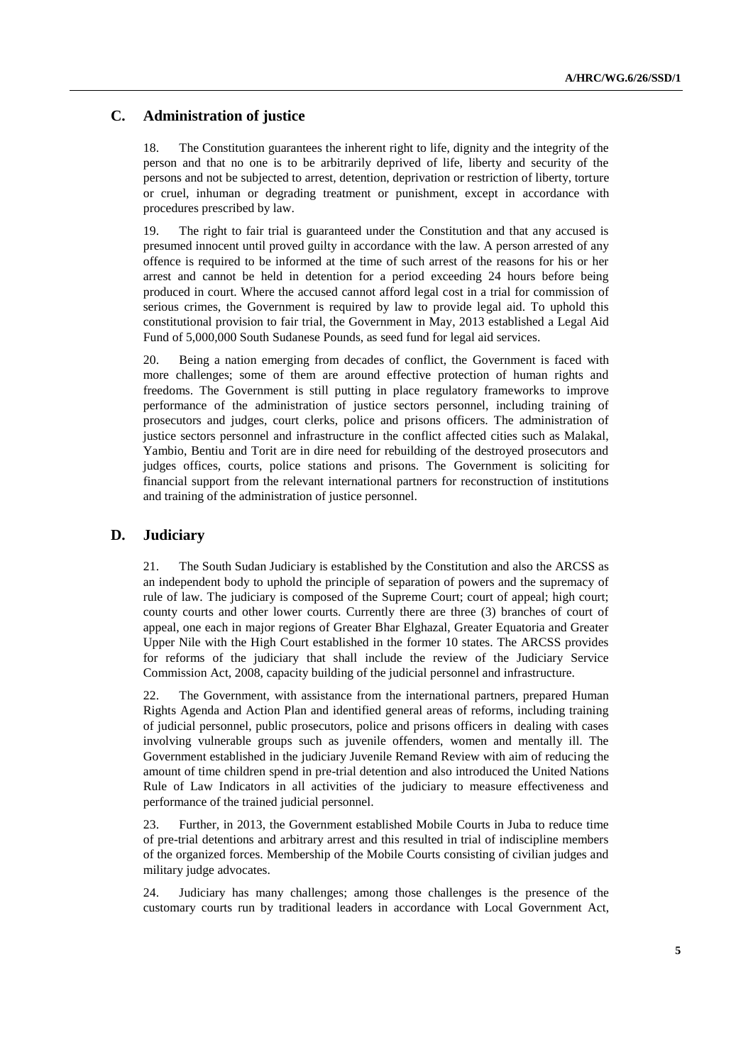## C. Administration of justice

18. The Constitution guarantees the inherent right to life, dignity and the integrity of the person and that no one is to be arbitrarily deprived of life, liberty and security of the persons and not be subjected to arrest, detention, deprivation or restriction of liberty, torture or cruel, inhuman or degrading treatment or punishment, except in accordance with procedures prescribed by law.

19. The right to fair trial is guaranteed under the Constitution and that any accused is presumed innocent until proved guilty in accordance with the law. A person arrested of any offence is required to be informed at the time of such arrest of the reasons for his or her arrest and cannot be held in detention for a period exceeding 24 hours before being produced in court. Where the accused cannot afford legal cost in a trial for commission of serious crimes, the Government is required by law to provide legal aid. To uphold this constitutional provision to fair trial, the Government in May, 2013 established a Legal Aid Fund of 5,000,000 South Sudanese Pounds, as seed fund for legal aid services.

20. Being a nation emerging from decades of conflict, the Government is faced with more challenges; some of them are around effective protection of human rights and freedoms. The Government is still putting in place regulatory frameworks to improve performance of the administration of justice sectors personnel, including training of prosecutors and judges, court clerks, police and prisons officers. The administration of justice sectors personnel and infrastructure in the conflict affected cities such as Malakal, Yambio, Bentiu and Torit are in dire need for rebuilding of the destroyed prosecutors and judges offices, courts, police stations and prisons. The Government is soliciting for financial support from the relevant international partners for reconstruction of institutions and training of the administration of justice personnel.

## D. Judiciary

21. The South Sudan Judiciary is established by the Constitution and also the ARCSS as an independent body to uphold the principle of separation of powers and the supremacy of rule of law. The judiciary is composed of the Supreme Court; court of appeal; high court; county courts and other lower courts. Currently there are three (3) branches of court of appeal, one each in major regions of Greater Bhar Elghazal, Greater Equatoria and Greater Upper Nile with the High Court established in the former 10 states. The ARCSS provides for reforms of the judiciary that shall include the review of the Judiciary Service Commission Act, 2008, capacity building of the judicial personnel and infrastructure.

22. The Government, with assistance from the international partners, prepared Human Rights Agenda and Action Plan and identified general areas of reforms, including training of judicial personnel, public prosecutors, police and prisons officers in dealing with cases involving vulnerable groups such as juvenile offenders, women and mentally ill. The Government established in the judiciary Juvenile Remand Review with aim of reducing the amount of time children spend in pre-trial detention and also introduced the United Nations Rule of Law Indicators in all activities of the judiciary to measure effectiveness and performance of the trained judicial personnel.

23. Further, in 2013, the Government established Mobile Courts in Juba to reduce time of pre-trial detentions and arbitrary arrest and this resulted in trial of indiscipline members of the organized forces. Membership of the Mobile Courts consisting of civilian judges and military judge advocates.

24. Judiciary has many challenges; among those challenges is the presence of the customary courts run by traditional leaders in accordance with Local Government Act,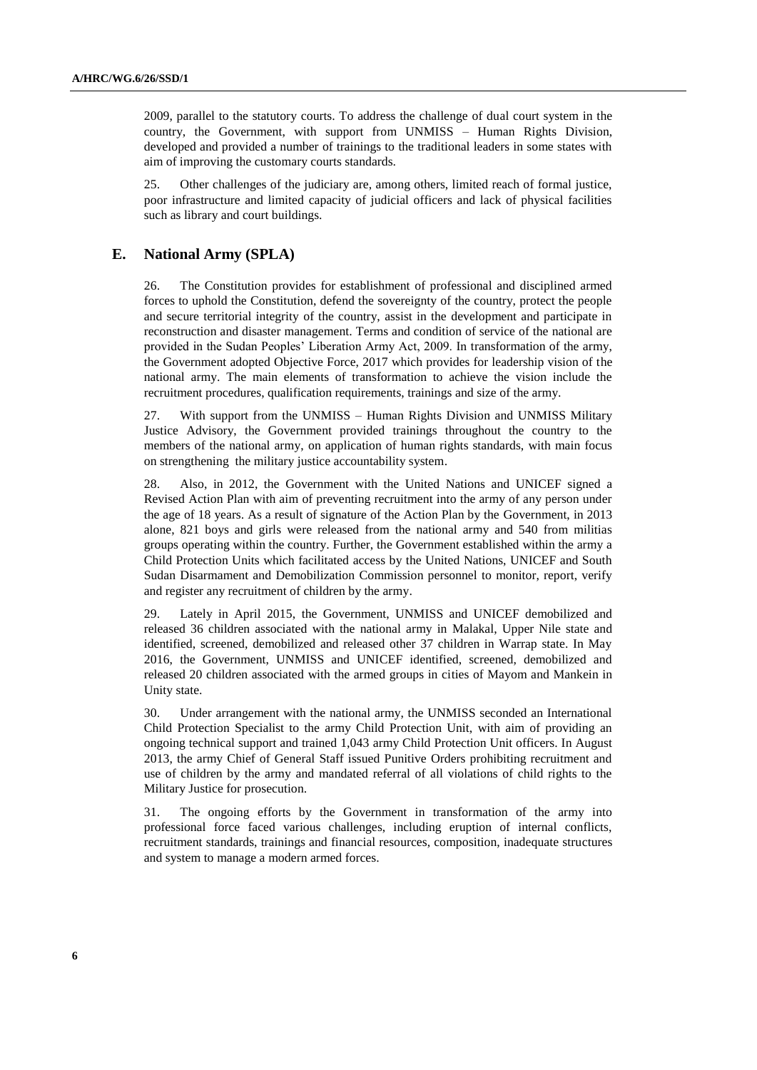2009, parallel to the statutory courts. To address the challenge of dual court system in the country, the Government, with support from UNMISS – Human Rights Division, developed and provided a number of trainings to the traditional leaders in some states with aim of improving the customary courts standards.

25. Other challenges of the judiciary are, among others, limited reach of formal justice, poor infrastructure and limited capacity of judicial officers and lack of physical facilities such as library and court buildings.

## E. National Army (SPLA)

26. The Constitution provides for establishment of professional and disciplined armed forces to uphold the Constitution, defend the sovereignty of the country, protect the people and secure territorial integrity of the country, assist in the development and participate in reconstruction and disaster management. Terms and condition of service of the national are provided in the Sudan Peoples' Liberation Army Act, 2009. In transformation of the army, the Government adopted Objective Force, 2017 which provides for leadership vision of the national army. The main elements of transformation to achieve the vision include the recruitment procedures, qualification requirements, trainings and size of the army.

27. With support from the UNMISS – Human Rights Division and UNMISS Military Justice Advisory, the Government provided trainings throughout the country to the members of the national army, on application of human rights standards, with main focus on strengthening the military justice accountability system.

28. Also, in 2012, the Government with the United Nations and UNICEF signed a Revised Action Plan with aim of preventing recruitment into the army of any person under the age of 18 years. As a result of signature of the Action Plan by the Government, in 2013 alone, 821 boys and girls were released from the national army and 540 from militias groups operating within the country. Further, the Government established within the army a Child Protection Units which facilitated access by the United Nations, UNICEF and South Sudan Disarmament and Demobilization Commission personnel to monitor, report, verify and register any recruitment of children by the army.

29. Lately in April 2015, the Government, UNMISS and UNICEF demobilized and released 36 children associated with the national army in Malakal, Upper Nile state and identified, screened, demobilized and released other 37 children in Warrap state. In May 2016, the Government, UNMISS and UNICEF identified, screened, demobilized and released 20 children associated with the armed groups in cities of Mayom and Mankein in Unity state.

30. Under arrangement with the national army, the UNMISS seconded an International Child Protection Specialist to the army Child Protection Unit, with aim of providing an ongoing technical support and trained 1,043 army Child Protection Unit officers. In August 2013, the army Chief of General Staff issued Punitive Orders prohibiting recruitment and use of children by the army and mandated referral of all violations of child rights to the Military Justice for prosecution.

31. The ongoing efforts by the Government in transformation of the army into professional force faced various challenges, including eruption of internal conflicts, recruitment standards, trainings and financial resources, composition, inadequate structures and system to manage a modern armed forces.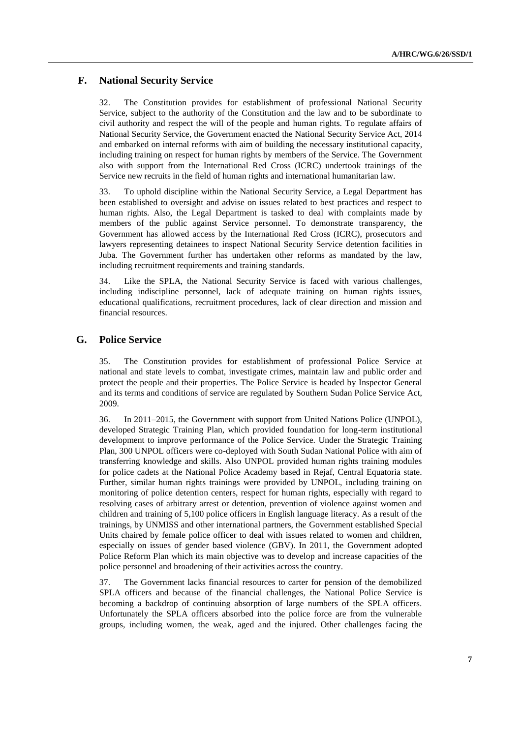## F. National Security Service

32. The Constitution provides for establishment of professional National Security Service, subject to the authority of the Constitution and the law and to be subordinate to civil authority and respect the will of the people and human rights. To regulate affairs of National Security Service, the Government enacted the National Security Service Act, 2014 and embarked on internal reforms with aim of building the necessary institutional capacity, including training on respect for human rights by members of the Service. The Government also with support from the International Red Cross (ICRC) undertook trainings of the Service new recruits in the field of human rights and international humanitarian law.

33. To uphold discipline within the National Security Service, a Legal Department has been established to oversight and advise on issues related to best practices and respect to human rights. Also, the Legal Department is tasked to deal with complaints made by members of the public against Service personnel. To demonstrate transparency, the Government has allowed access by the International Red Cross (ICRC), prosecutors and lawyers representing detainees to inspect National Security Service detention facilities in Juba. The Government further has undertaken other reforms as mandated by the law, including recruitment requirements and training standards.

34. Like the SPLA, the National Security Service is faced with various challenges, including indiscipline personnel, lack of adequate training on human rights issues, educational qualifications, recruitment procedures, lack of clear direction and mission and financial resources.

## G. Police Service

35. The Constitution provides for establishment of professional Police Service at national and state levels to combat, investigate crimes, maintain law and public order and protect the people and their properties. The Police Service is headed by Inspector General and its terms and conditions of service are regulated by Southern Sudan Police Service Act, 2009.

36. In 2011–2015, the Government with support from United Nations Police (UNPOL), developed Strategic Training Plan, which provided foundation for long-term institutional development to improve performance of the Police Service. Under the Strategic Training Plan, 300 UNPOL officers were co-deployed with South Sudan National Police with aim of transferring knowledge and skills. Also UNPOL provided human rights training modules for police cadets at the National Police Academy based in Rejaf, Central Equatoria state. Further, similar human rights trainings were provided by UNPOL, including training on monitoring of police detention centers, respect for human rights, especially with regard to resolving cases of arbitrary arrest or detention, prevention of violence against women and children and training of 5,100 police officers in English language literacy. As a result of the trainings, by UNMISS and other international partners, the Government established Special Units chaired by female police officer to deal with issues related to women and children, especially on issues of gender based violence (GBV). In 2011, the Government adopted Police Reform Plan which its main objective was to develop and increase capacities of the police personnel and broadening of their activities across the country.

37. The Government lacks financial resources to carter for pension of the demobilized SPLA officers and because of the financial challenges, the National Police Service is becoming a backdrop of continuing absorption of large numbers of the SPLA officers. Unfortunately the SPLA officers absorbed into the police force are from the vulnerable groups, including women, the weak, aged and the injured. Other challenges facing the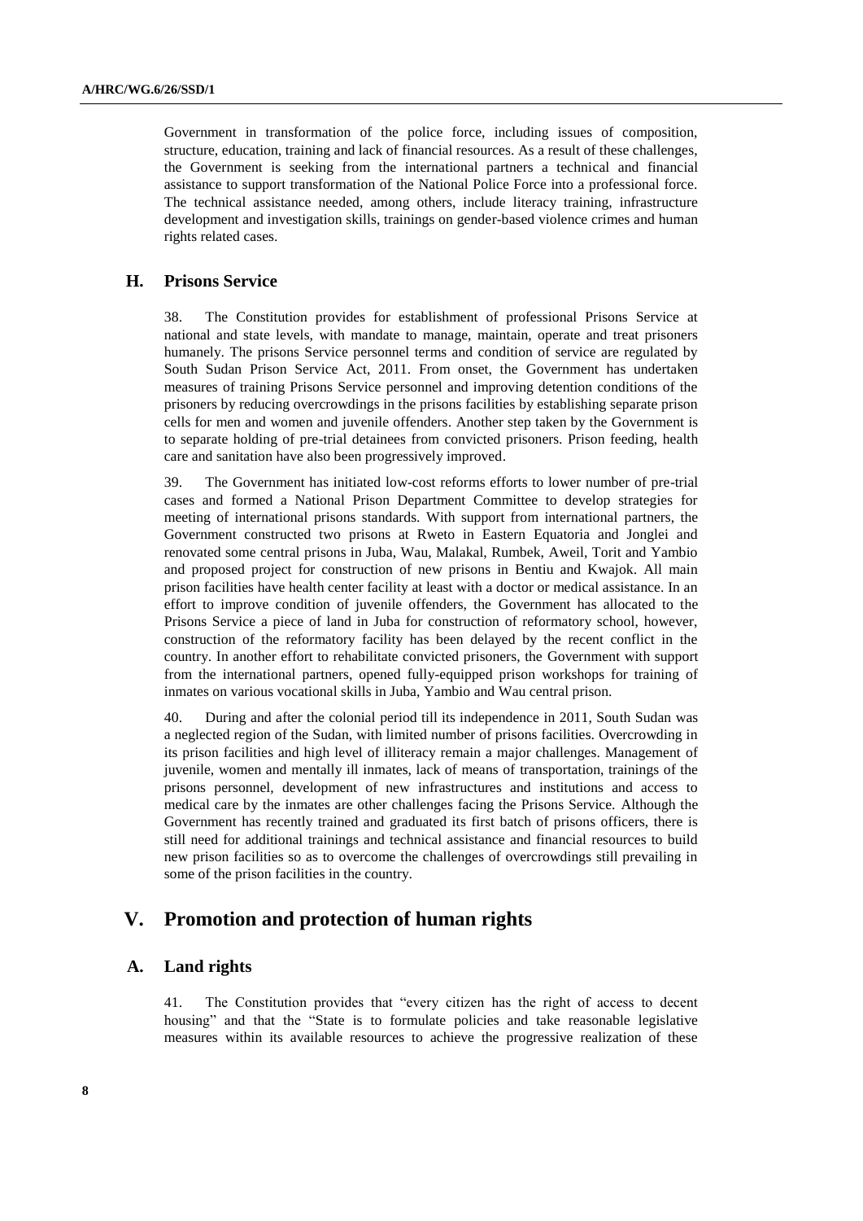Government in transformation of the police force, including issues of composition, structure, education, training and lack of financial resources. As a result of these challenges, the Government is seeking from the international partners a technical and financial assistance to support transformation of the National Police Force into a professional force. The technical assistance needed, among others, include literacy training, infrastructure development and investigation skills, trainings on gender-based violence crimes and human rights related cases.

### H. Prisons Service

38. The Constitution provides for establishment of professional Prisons Service at national and state levels, with mandate to manage, maintain, operate and treat prisoners humanely. The prisons Service personnel terms and condition of service are regulated by South Sudan Prison Service Act, 2011. From onset, the Government has undertaken measures of training Prisons Service personnel and improving detention conditions of the prisoners by reducing overcrowdings in the prisons facilities by establishing separate prison cells for men and women and juvenile offenders. Another step taken by the Government is to separate holding of pre-trial detainees from convicted prisoners. Prison feeding, health care and sanitation have also been progressively improved.

39. The Government has initiated low-cost reforms efforts to lower number of pre-trial cases and formed a National Prison Department Committee to develop strategies for meeting of international prisons standards. With support from international partners, the Government constructed two prisons at Rweto in Eastern Equatoria and Jonglei and renovated some central prisons in Juba, Wau, Malakal, Rumbek, Aweil, Torit and Yambio and proposed project for construction of new prisons in Bentiu and Kwajok. All main prison facilities have health center facility at least with a doctor or medical assistance. In an effort to improve condition of juvenile offenders, the Government has allocated to the Prisons Service a piece of land in Juba for construction of reformatory school, however, construction of the reformatory facility has been delayed by the recent conflict in the country. In another effort to rehabilitate convicted prisoners, the Government with support from the international partners, opened fully-equipped prison workshops for training of inmates on various vocational skills in Juba, Yambio and Wau central prison.

40. During and after the colonial period till its independence in 2011, South Sudan was a neglected region of the Sudan, with limited number of prisons facilities. Overcrowding in its prison facilities and high level of illiteracy remain a major challenges. Management of juvenile, women and mentally ill inmates, lack of means of transportation, trainings of the prisons personnel, development of new infrastructures and institutions and access to medical care by the inmates are other challenges facing the Prisons Service. Although the Government has recently trained and graduated its first batch of prisons officers, there is still need for additional trainings and technical assistance and financial resources to build new prison facilities so as to overcome the challenges of overcrowdings still prevailing in some of the prison facilities in the country.

## V. Promotion and protection of human rights

### A. Land rights

41. The Constitution provides that "every citizen has the right of access to decent housing" and that the "State is to formulate policies and take reasonable legislative measures within its available resources to achieve the progressive realization of these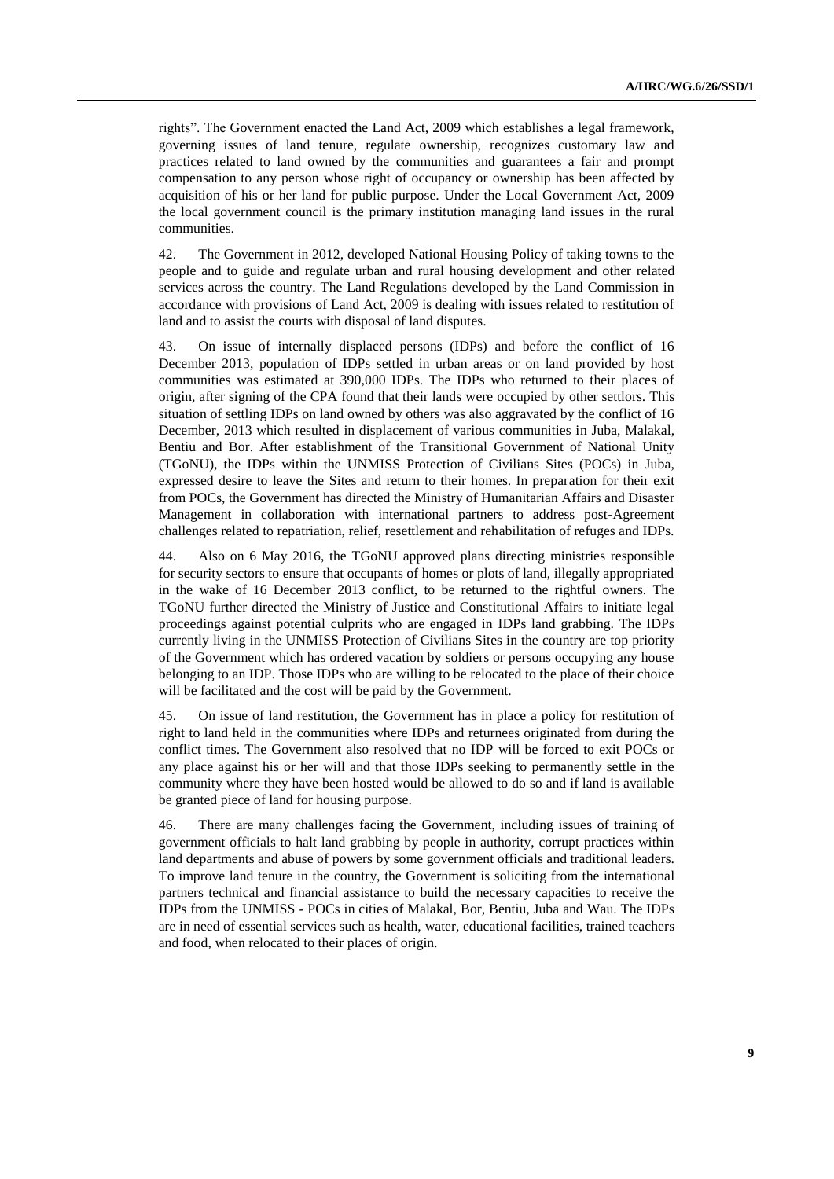rights". The Government enacted the Land Act, 2009 which establishes a legal framework, governing issues of land tenure, regulate ownership, recognizes customary law and practices related to land owned by the communities and guarantees a fair and prompt compensation to any person whose right of occupancy or ownership has been affected by acquisition of his or her land for public purpose. Under the Local Government Act, 2009 the local government council is the primary institution managing land issues in the rural communities.

42. The Government in 2012, developed National Housing Policy of taking towns to the people and to guide and regulate urban and rural housing development and other related services across the country. The Land Regulations developed by the Land Commission in accordance with provisions of Land Act, 2009 is dealing with issues related to restitution of land and to assist the courts with disposal of land disputes.

43. On issue of internally displaced persons (IDPs) and before the conflict of 16 December 2013, population of IDPs settled in urban areas or on land provided by host communities was estimated at 390,000 IDPs. The IDPs who returned to their places of origin, after signing of the CPA found that their lands were occupied by other settlors. This situation of settling IDPs on land owned by others was also aggravated by the conflict of 16 December, 2013 which resulted in displacement of various communities in Juba, Malakal, Bentiu and Bor. After establishment of the Transitional Government of National Unity (TGoNU), the IDPs within the UNMISS Protection of Civilians Sites (POCs) in Juba, expressed desire to leave the Sites and return to their homes. In preparation for their exit from POCs, the Government has directed the Ministry of Humanitarian Affairs and Disaster Management in collaboration with international partners to address post-Agreement challenges related to repatriation, relief, resettlement and rehabilitation of refuges and IDPs.

44. Also on 6 May 2016, the TGoNU approved plans directing ministries responsible for security sectors to ensure that occupants of homes or plots of land, illegally appropriated in the wake of 16 December 2013 conflict, to be returned to the rightful owners. The TGoNU further directed the Ministry of Justice and Constitutional Affairs to initiate legal proceedings against potential culprits who are engaged in IDPs land grabbing. The IDPs currently living in the UNMISS Protection of Civilians Sites in the country are top priority of the Government which has ordered vacation by soldiers or persons occupying any house belonging to an IDP. Those IDPs who are willing to be relocated to the place of their choice will be facilitated and the cost will be paid by the Government.

45. On issue of land restitution, the Government has in place a policy for restitution of right to land held in the communities where IDPs and returnees originated from during the conflict times. The Government also resolved that no IDP will be forced to exit POCs or any place against his or her will and that those IDPs seeking to permanently settle in the community where they have been hosted would be allowed to do so and if land is available be granted piece of land for housing purpose.

46. There are many challenges facing the Government, including issues of training of government officials to halt land grabbing by people in authority, corrupt practices within land departments and abuse of powers by some government officials and traditional leaders. To improve land tenure in the country, the Government is soliciting from the international partners technical and financial assistance to build the necessary capacities to receive the IDPs from the UNMISS - POCs in cities of Malakal, Bor, Bentiu, Juba and Wau. The IDPs are in need of essential services such as health, water, educational facilities, trained teachers and food, when relocated to their places of origin.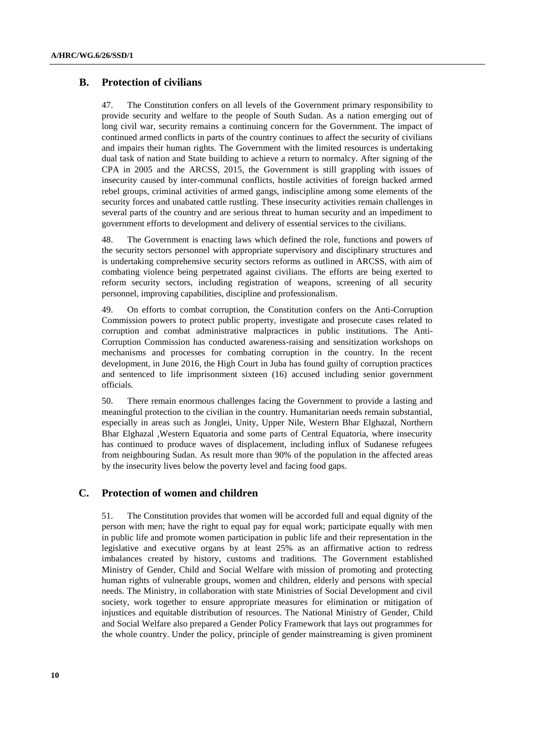## B. Protection of civilians

47. The Constitution confers on all levels of the Government primary responsibility to provide security and welfare to the people of South Sudan. As a nation emerging out of long civil war, security remains a continuing concern for the Government. The impact of continued armed conflicts in parts of the country continues to affect the security of civilians and impairs their human rights. The Government with the limited resources is undertaking dual task of nation and State building to achieve a return to normalcy. After signing of the CPA in 2005 and the ARCSS, 2015, the Government is still grappling with issues of insecurity caused by inter-communal conflicts, hostile activities of foreign backed armed rebel groups, criminal activities of armed gangs, indiscipline among some elements of the security forces and unabated cattle rustling. These insecurity activities remain challenges in several parts of the country and are serious threat to human security and an impediment to government efforts to development and delivery of essential services to the civilians.

48. The Government is enacting laws which defined the role, functions and powers of the security sectors personnel with appropriate supervisory and disciplinary structures and is undertaking comprehensive security sectors reforms as outlined in ARCSS, with aim of combating violence being perpetrated against civilians. The efforts are being exerted to reform security sectors, including registration of weapons, screening of all security personnel, improving capabilities, discipline and professionalism.

49. On efforts to combat corruption, the Constitution confers on the Anti-Corruption Commission powers to protect public property, investigate and prosecute cases related to corruption and combat administrative malpractices in public institutions. The Anti-Corruption Commission has conducted awareness-raising and sensitization workshops on mechanisms and processes for combating corruption in the country. In the recent development, in June 2016, the High Court in Juba has found guilty of corruption practices and sentenced to life imprisonment sixteen (16) accused including senior government officials.

50. There remain enormous challenges facing the Government to provide a lasting and meaningful protection to the civilian in the country. Humanitarian needs remain substantial, especially in areas such as Jonglei, Unity, Upper Nile, Western Bhar Elghazal, Northern Bhar Elghazal ,Western Equatoria and some parts of Central Equatoria, where insecurity has continued to produce waves of displacement, including influx of Sudanese refugees from neighbouring Sudan. As result more than 90% of the population in the affected areas by the insecurity lives below the poverty level and facing food gaps.

## C. Protection of women and children

51. The Constitution provides that women will be accorded full and equal dignity of the person with men; have the right to equal pay for equal work; participate equally with men in public life and promote women participation in public life and their representation in the legislative and executive organs by at least 25% as an affirmative action to redress imbalances created by history, customs and traditions. The Government established Ministry of Gender, Child and Social Welfare with mission of promoting and protecting human rights of vulnerable groups, women and children, elderly and persons with special needs. The Ministry, in collaboration with state Ministries of Social Development and civil society, work together to ensure appropriate measures for elimination or mitigation of injustices and equitable distribution of resources. The National Ministry of Gender, Child and Social Welfare also prepared a Gender Policy Framework that lays out programmes for the whole country. Under the policy, principle of gender mainstreaming is given prominent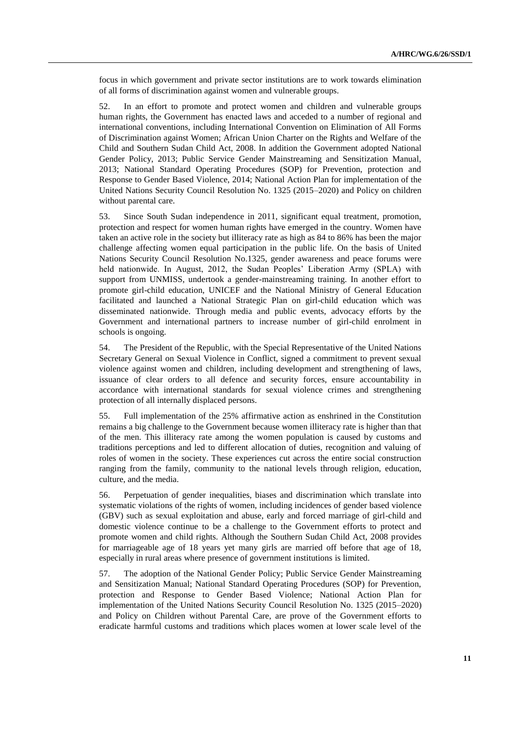focus in which government and private sector institutions are to work towards elimination of all forms of discrimination against women and vulnerable groups.

52. In an effort to promote and protect women and children and vulnerable groups human rights, the Government has enacted laws and acceded to a number of regional and international conventions, including International Convention on Elimination of All Forms of Discrimination against Women; African Union Charter on the Rights and Welfare of the Child and Southern Sudan Child Act, 2008. In addition the Government adopted National Gender Policy, 2013; Public Service Gender Mainstreaming and Sensitization Manual, 2013; National Standard Operating Procedures (SOP) for Prevention, protection and Response to Gender Based Violence, 2014; National Action Plan for implementation of the United Nations Security Council Resolution No. 1325 (2015–2020) and Policy on children without parental care.

53. Since South Sudan independence in 2011, significant equal treatment, promotion, protection and respect for women human rights have emerged in the country. Women have taken an active role in the society but illiteracy rate as high as 84 to 86% has been the major challenge affecting women equal participation in the public life. On the basis of United Nations Security Council Resolution No.1325, gender awareness and peace forums were held nationwide. In August, 2012, the Sudan Peoples' Liberation Army (SPLA) with support from UNMISS, undertook a gender-mainstreaming training. In another effort to promote girl-child education, UNICEF and the National Ministry of General Education facilitated and launched a National Strategic Plan on girl-child education which was disseminated nationwide. Through media and public events, advocacy efforts by the Government and international partners to increase number of girl-child enrolment in schools is ongoing.

54. The President of the Republic, with the Special Representative of the United Nations Secretary General on Sexual Violence in Conflict, signed a commitment to prevent sexual violence against women and children, including development and strengthening of laws, issuance of clear orders to all defence and security forces, ensure accountability in accordance with international standards for sexual violence crimes and strengthening protection of all internally displaced persons.

55. Full implementation of the 25% affirmative action as enshrined in the Constitution remains a big challenge to the Government because women illiteracy rate is higher than that of the men. This illiteracy rate among the women population is caused by customs and traditions perceptions and led to different allocation of duties, recognition and valuing of roles of women in the society. These experiences cut across the entire social construction ranging from the family, community to the national levels through religion, education, culture, and the media.

56. Perpetuation of gender inequalities, biases and discrimination which translate into systematic violations of the rights of women, including incidences of gender based violence (GBV) such as sexual exploitation and abuse, early and forced marriage of girl-child and domestic violence continue to be a challenge to the Government efforts to protect and promote women and child rights. Although the Southern Sudan Child Act, 2008 provides for marriageable age of 18 years yet many girls are married off before that age of 18, especially in rural areas where presence of government institutions is limited.

57. The adoption of the National Gender Policy; Public Service Gender Mainstreaming and Sensitization Manual; National Standard Operating Procedures (SOP) for Prevention, protection and Response to Gender Based Violence; National Action Plan for implementation of the United Nations Security Council Resolution No. 1325 (2015–2020) and Policy on Children without Parental Care, are prove of the Government efforts to eradicate harmful customs and traditions which places women at lower scale level of the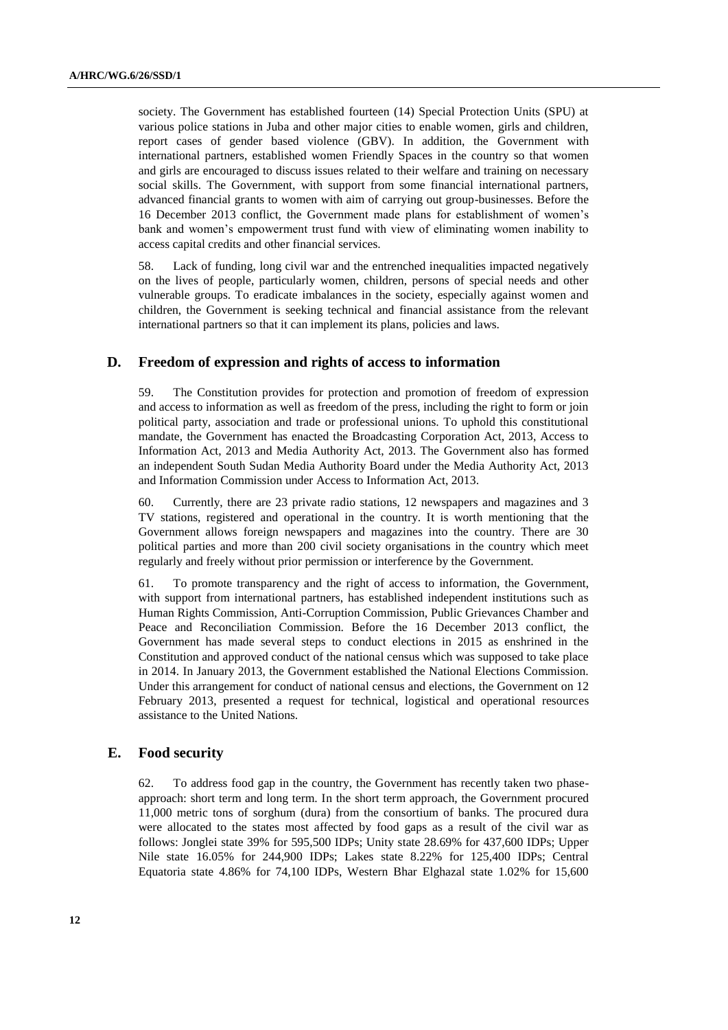society. The Government has established fourteen (14) Special Protection Units (SPU) at various police stations in Juba and other major cities to enable women, girls and children, report cases of gender based violence (GBV). In addition, the Government with international partners, established women Friendly Spaces in the country so that women and girls are encouraged to discuss issues related to their welfare and training on necessary social skills. The Government, with support from some financial international partners, advanced financial grants to women with aim of carrying out group-businesses. Before the 16 December 2013 conflict, the Government made plans for establishment of women's bank and women's empowerment trust fund with view of eliminating women inability to access capital credits and other financial services.

58. Lack of funding, long civil war and the entrenched inequalities impacted negatively on the lives of people, particularly women, children, persons of special needs and other vulnerable groups. To eradicate imbalances in the society, especially against women and children, the Government is seeking technical and financial assistance from the relevant international partners so that it can implement its plans, policies and laws.

## D. Freedom of expression and rights of access to information

59. The Constitution provides for protection and promotion of freedom of expression and access to information as well as freedom of the press, including the right to form or join political party, association and trade or professional unions. To uphold this constitutional mandate, the Government has enacted the Broadcasting Corporation Act, 2013, Access to Information Act, 2013 and Media Authority Act, 2013. The Government also has formed an independent South Sudan Media Authority Board under the Media Authority Act, 2013 and Information Commission under Access to Information Act, 2013.

60. Currently, there are 23 private radio stations, 12 newspapers and magazines and 3 TV stations, registered and operational in the country. It is worth mentioning that the Government allows foreign newspapers and magazines into the country. There are 30 political parties and more than 200 civil society organisations in the country which meet regularly and freely without prior permission or interference by the Government.

61. To promote transparency and the right of access to information, the Government, with support from international partners, has established independent institutions such as Human Rights Commission, Anti-Corruption Commission, Public Grievances Chamber and Peace and Reconciliation Commission. Before the 16 December 2013 conflict, the Government has made several steps to conduct elections in 2015 as enshrined in the Constitution and approved conduct of the national census which was supposed to take place in 2014. In January 2013, the Government established the National Elections Commission. Under this arrangement for conduct of national census and elections, the Government on 12 February 2013, presented a request for technical, logistical and operational resources assistance to the United Nations.

## E. Food security

62. To address food gap in the country, the Government has recently taken two phase-approach: short term and long term. In the short term approach, the Government procured 11,000 metric tons of sorghum (dura) from the consortium of banks. The procured dura were allocated to the states most affected by food gaps as a result of the civil war as follows: Jonglei state 39% for 595,500 IDPs; Unity state 28.69% for 437,600 IDPs; Upper Nile state 16.05% for 244,900 IDPs; Lakes state 8.22% for 125,400 IDPs; Central Equatoria state 4.86% for 74,100 IDPs, Western Bhar Elghazal state 1.02% for 15,600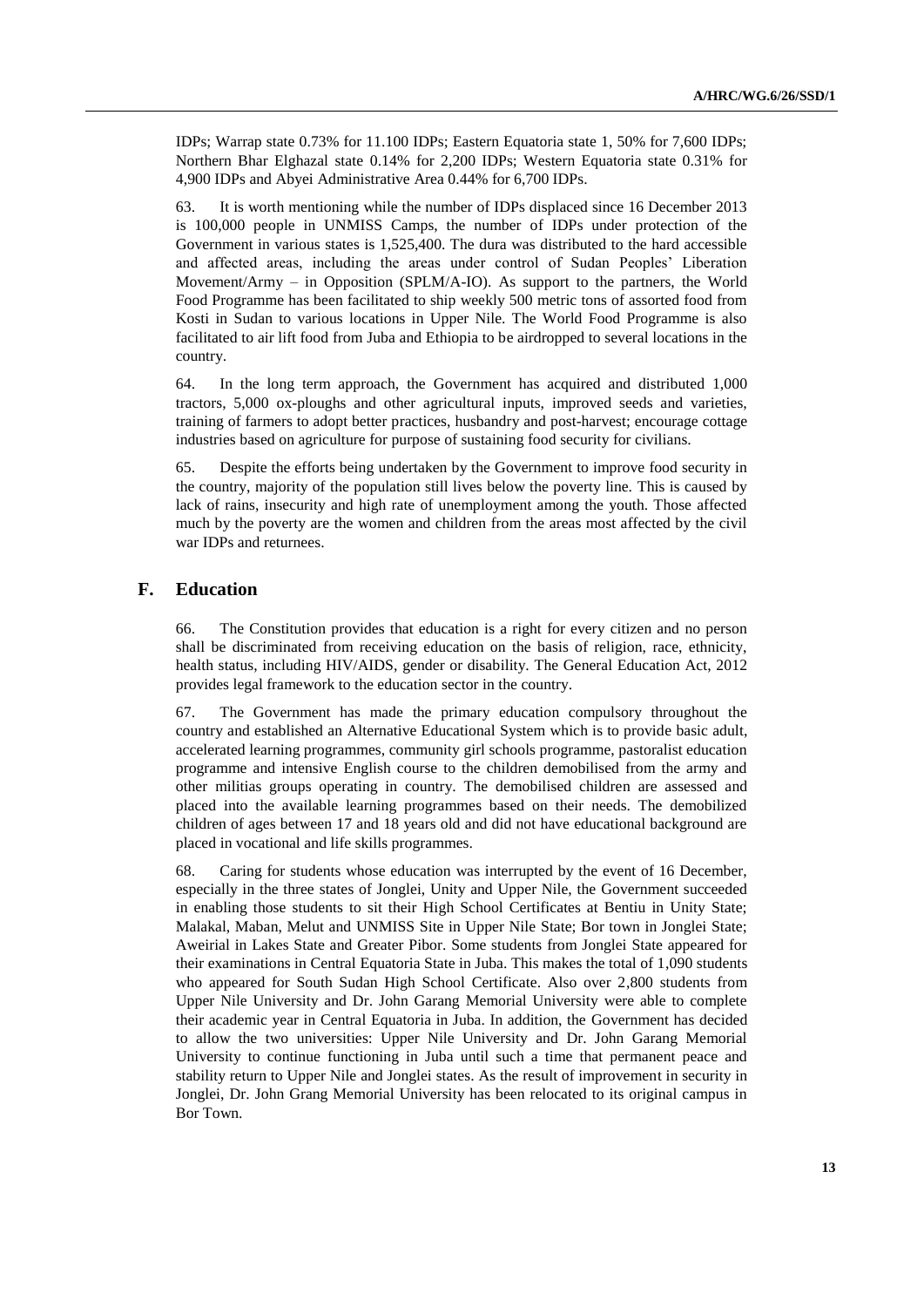IDPs; Warrap state 0.73% for 11.100 IDPs; Eastern Equatoria state 1, 50% for 7,600 IDPs; Northern Bhar Elghazal state 0.14% for 2,200 IDPs; Western Equatoria state 0.31% for 4,900 IDPs and Abyei Administrative Area 0.44% for 6,700 IDPs.

63. It is worth mentioning while the number of IDPs displaced since 16 December 2013 is 100,000 people in UNMISS Camps, the number of IDPs under protection of the Government in various states is 1,525,400. The dura was distributed to the hard accessible and affected areas, including the areas under control of Sudan Peoples' Liberation Movement/Army – in Opposition (SPLM/A-IO). As support to the partners, the World Food Programme has been facilitated to ship weekly 500 metric tons of assorted food from Kosti in Sudan to various locations in Upper Nile. The World Food Programme is also facilitated to air lift food from Juba and Ethiopia to be airdropped to several locations in the country.

64. In the long term approach, the Government has acquired and distributed 1,000 tractors, 5,000 ox-ploughs and other agricultural inputs, improved seeds and varieties, training of farmers to adopt better practices, husbandry and post-harvest; encourage cottage industries based on agriculture for purpose of sustaining food security for civilians.

65. Despite the efforts being undertaken by the Government to improve food security in the country, majority of the population still lives below the poverty line. This is caused by lack of rains, insecurity and high rate of unemployment among the youth. Those affected much by the poverty are the women and children from the areas most affected by the civil war IDPs and returnees.

## F. Education

66. The Constitution provides that education is a right for every citizen and no person shall be discriminated from receiving education on the basis of religion, race, ethnicity, health status, including HIV/AIDS, gender or disability. The General Education Act, 2012 provides legal framework to the education sector in the country.

67. The Government has made the primary education compulsory throughout the country and established an Alternative Educational System which is to provide basic adult, accelerated learning programmes, community girl schools programme, pastoralist education programme and intensive English course to the children demobilised from the army and other militias groups operating in country. The demobilised children are assessed and placed into the available learning programmes based on their needs. The demobilized children of ages between 17 and 18 years old and did not have educational background are placed in vocational and life skills programmes.

68. Caring for students whose education was interrupted by the event of 16 December, especially in the three states of Jonglei, Unity and Upper Nile, the Government succeeded in enabling those students to sit their High School Certificates at Bentiu in Unity State; Malakal, Maban, Melut and UNMISS Site in Upper Nile State; Bor town in Jonglei State; Aweirial in Lakes State and Greater Pibor. Some students from Jonglei State appeared for their examinations in Central Equatoria State in Juba. This makes the total of 1,090 students who appeared for South Sudan High School Certificate. Also over 2,800 students from Upper Nile University and Dr. John Garang Memorial University were able to complete their academic year in Central Equatoria in Juba. In addition, the Government has decided to allow the two universities: Upper Nile University and Dr. John Garang Memorial University to continue functioning in Juba until such a time that permanent peace and stability return to Upper Nile and Jonglei states. As the result of improvement in security in Jonglei, Dr. John Grang Memorial University has been relocated to its original campus in Bor Town.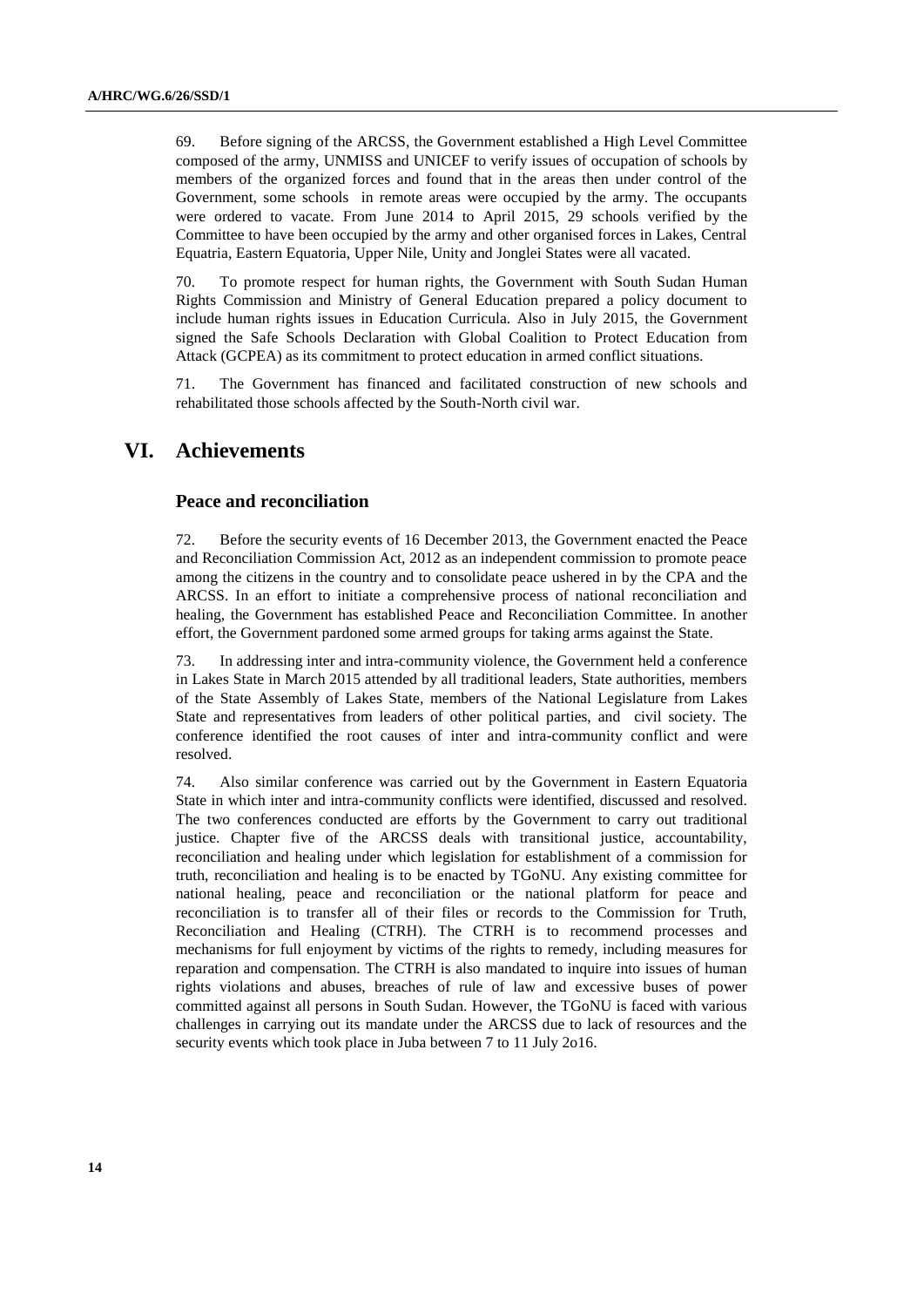69. Before signing of the ARCSS, the Government established a High Level Committee composed of the army, UNMISS and UNICEF to verify issues of occupation of schools by members of the organized forces and found that in the areas then under control of the Government, some schools in remote areas were occupied by the army. The occupants were ordered to vacate. From June 2014 to April 2015, 29 schools verified by the Committee to have been occupied by the army and other organised forces in Lakes, Central Equatria, Eastern Equatoria, Upper Nile, Unity and Jonglei States were all vacated.

70. To promote respect for human rights, the Government with South Sudan Human Rights Commission and Ministry of General Education prepared a policy document to include human rights issues in Education Curricula. Also in July 2015, the Government signed the Safe Schools Declaration with Global Coalition to Protect Education from Attack (GCPEA) as its commitment to protect education in armed conflict situations.

71. The Government has financed and facilitated construction of new schools and rehabilitated those schools affected by the South-North civil war.

# VI. Achievements

## Peace and reconciliation

72. Before the security events of 16 December 2013, the Government enacted the Peace and Reconciliation Commission Act, 2012 as an independent commission to promote peace among the citizens in the country and to consolidate peace ushered in by the CPA and the ARCSS. In an effort to initiate a comprehensive process of national reconciliation and healing, the Government has established Peace and Reconciliation Committee. In another effort, the Government pardoned some armed groups for taking arms against the State.

73. In addressing inter and intra-community violence, the Government held a conference in Lakes State in March 2015 attended by all traditional leaders, State authorities, members of the State Assembly of Lakes State, members of the National Legislature from Lakes State and representatives from leaders of other political parties, and civil society. The conference identified the root causes of inter and intra-community conflict and were resolved.

74. Also similar conference was carried out by the Government in Eastern Equatoria State in which inter and intra-community conflicts were identified, discussed and resolved. The two conferences conducted are efforts by the Government to carry out traditional justice. Chapter five of the ARCSS deals with transitional justice, accountability, reconciliation and healing under which legislation for establishment of a commission for truth, reconciliation and healing is to be enacted by TGoNU. Any existing committee for national healing, peace and reconciliation or the national platform for peace and reconciliation is to transfer all of their files or records to the Commission for Truth, Reconciliation and Healing (CTRH). The CTRH is to recommend processes and mechanisms for full enjoyment by victims of the rights to remedy, including measures for reparation and compensation. The CTRH is also mandated to inquire into issues of human rights violations and abuses, breaches of rule of law and excessive buses of power committed against all persons in South Sudan. However, the TGoNU is faced with various challenges in carrying out its mandate under the ARCSS due to lack of resources and the security events which took place in Juba between 7 to 11 July 2o16.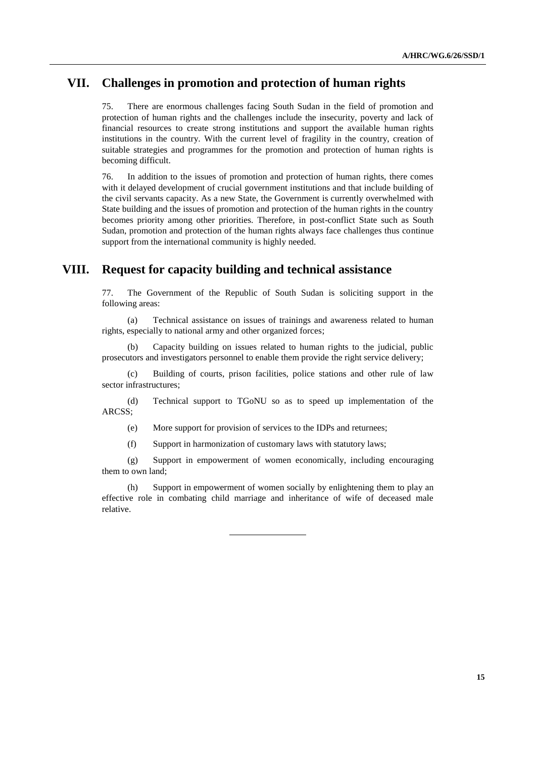## VII. Challenges in promotion and protection of human rights

75. There are enormous challenges facing South Sudan in the field of promotion and protection of human rights and the challenges include the insecurity, poverty and lack of financial resources to create strong institutions and support the available human rights institutions in the country. With the current level of fragility in the country, creation of suitable strategies and programmes for the promotion and protection of human rights is becoming difficult.

76. In addition to the issues of promotion and protection of human rights, there comes with it delayed development of crucial government institutions and that include building of the civil servants capacity. As a new State, the Government is currently overwhelmed with State building and the issues of promotion and protection of the human rights in the country becomes priority among other priorities. Therefore, in post-conflict State such as South Sudan, promotion and protection of the human rights always face challenges thus continue support from the international community is highly needed.

## VIII. Request for capacity building and technical assistance

77. The Government of the Republic of South Sudan is soliciting support in the following areas:

(a) Technical assistance on issues of trainings and awareness related to human rights, especially to national army and other organized forces;

(b) Capacity building on issues related to human rights to the judicial, public prosecutors and investigators personnel to enable them provide the right service delivery;

(c) Building of courts, prison facilities, police stations and other rule of law sector infrastructures;

(d) Technical support to TGoNU so as to speed up implementation of the ARCSS;

(e) More support for provision of services to the IDPs and returnees;

(f) Support in harmonization of customary laws with statutory laws;

(g) Support in empowerment of women economically, including encouraging them to own land;

(h) Support in empowerment of women socially by enlightening them to play an effective role in combating child marriage and inheritance of wife of deceased male relative.